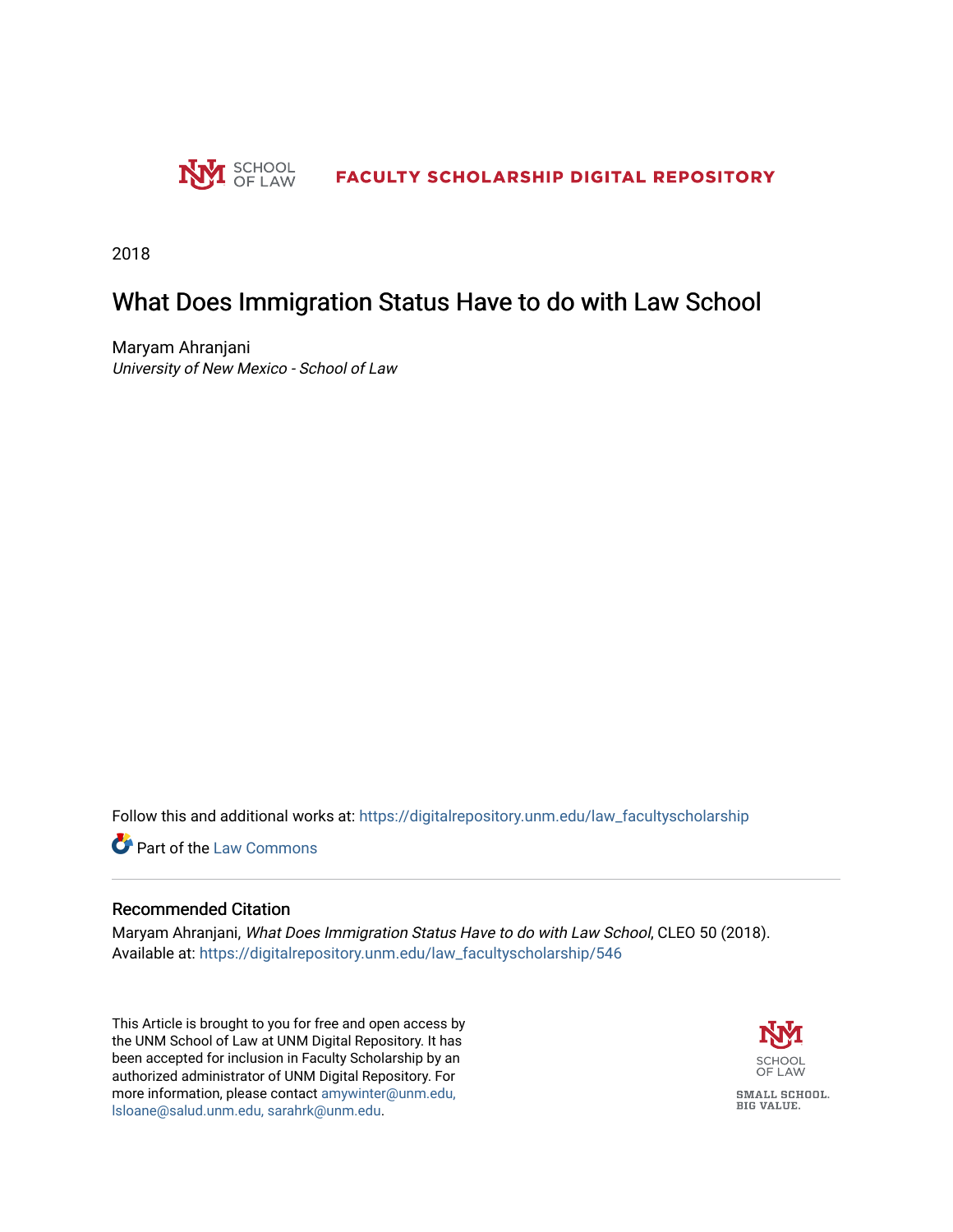SCHOOL OF LAW

**FACULTY SCHOLARSHIP DIGITAL REPOSITORY**

2018

# What Does Immigration Status Have to do with Law School

Maryam Ahranjani
*University of New Mexico - School of Law*

Follow this and additional works at: https://digitalrepository.unm.edu/law_facultyscholarship

Part of the Law Commons

## Recommended Citation

Maryam Ahranjani, *What Does Immigration Status Have to do with Law School*, CLEO 50 (2018).
Available at: https://digitalrepository.unm.edu/law_facultyscholarship/546

This Article is brought to you for free and open access by the UNM School of Law at UNM Digital Repository. It has been accepted for inclusion in Faculty Scholarship by an authorized administrator of UNM Digital Repository. For more information, please contact amywinter@unm.edu, lsloane@salud.unm.edu, sarahrk@unm.edu.

SCHOOL OF LAW

SMALL SCHOOL. BIG VALUE.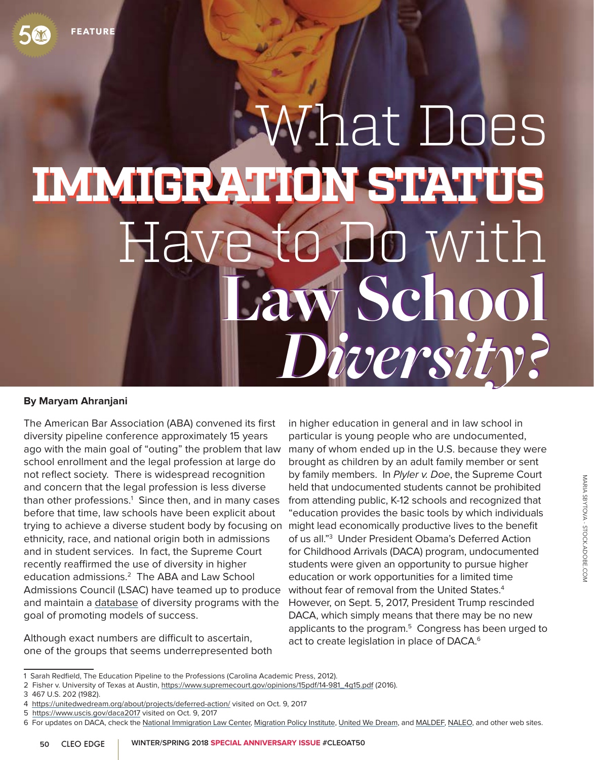FEATURE

# What Does IMMIGRATION STATUS Have to Do with Law School *Diversity?*

**By Maryam Ahranjani**

The American Bar Association (ABA) convened its first diversity pipeline conference approximately 15 years ago with the main goal of "outing" the problem that law school enrollment and the legal profession at large do not reflect society. There is widespread recognition and concern that the legal profession is less diverse than other professions.[1] Since then, and in many cases before that time, law schools have been explicit about trying to achieve a diverse student body by focusing on ethnicity, race, and national origin both in admissions and in student services. In fact, the Supreme Court recently reaffirmed the use of diversity in higher education admissions.[2] The ABA and Law School Admissions Council (LSAC) have teamed up to produce and maintain a database of diversity programs with the goal of promoting models of success.

Although exact numbers are difficult to ascertain, one of the groups that seems underrepresented both in higher education in general and in law school in particular is young people who are undocumented, many of whom ended up in the U.S. because they were brought as children by an adult family member or sent by family members. In *Plyler v. Doe*, the Supreme Court held that undocumented students cannot be prohibited from attending public, K-12 schools and recognized that "education provides the basic tools by which individuals might lead economically productive lives to the benefit of us all."[3] Under President Obama's Deferred Action for Childhood Arrivals (DACA) program, undocumented students were given an opportunity to pursue higher education or work opportunities for a limited time without fear of removal from the United States.[4] However, on Sept. 5, 2017, President Trump rescinded DACA, which simply means that there may be no new applicants to the program.[5] Congress has been urged to act to create legislation in place of DACA.[6]

MARIA SBYTOVA - STOCKADOBE.COM

---

1 Sarah Redfield, The Education Pipeline to the Professions (Carolina Academic Press, 2012).

2 Fisher v. University of Texas at Austin, https://www.supremecourt.gov/opinions/15pdf/14-981_4g15.pdf (2016).

3 467 U.S. 202 (1982).

4 https://unitedwedream.org/about/projects/deferred-action/ visited on Oct. 9, 2017

5 https://www.uscis.gov/daca2017 visited on Oct. 9, 2017

6 For updates on DACA, check the National Immigration Law Center, Migration Policy Institute, United We Dream, and MALDEF, NALEO, and other web sites.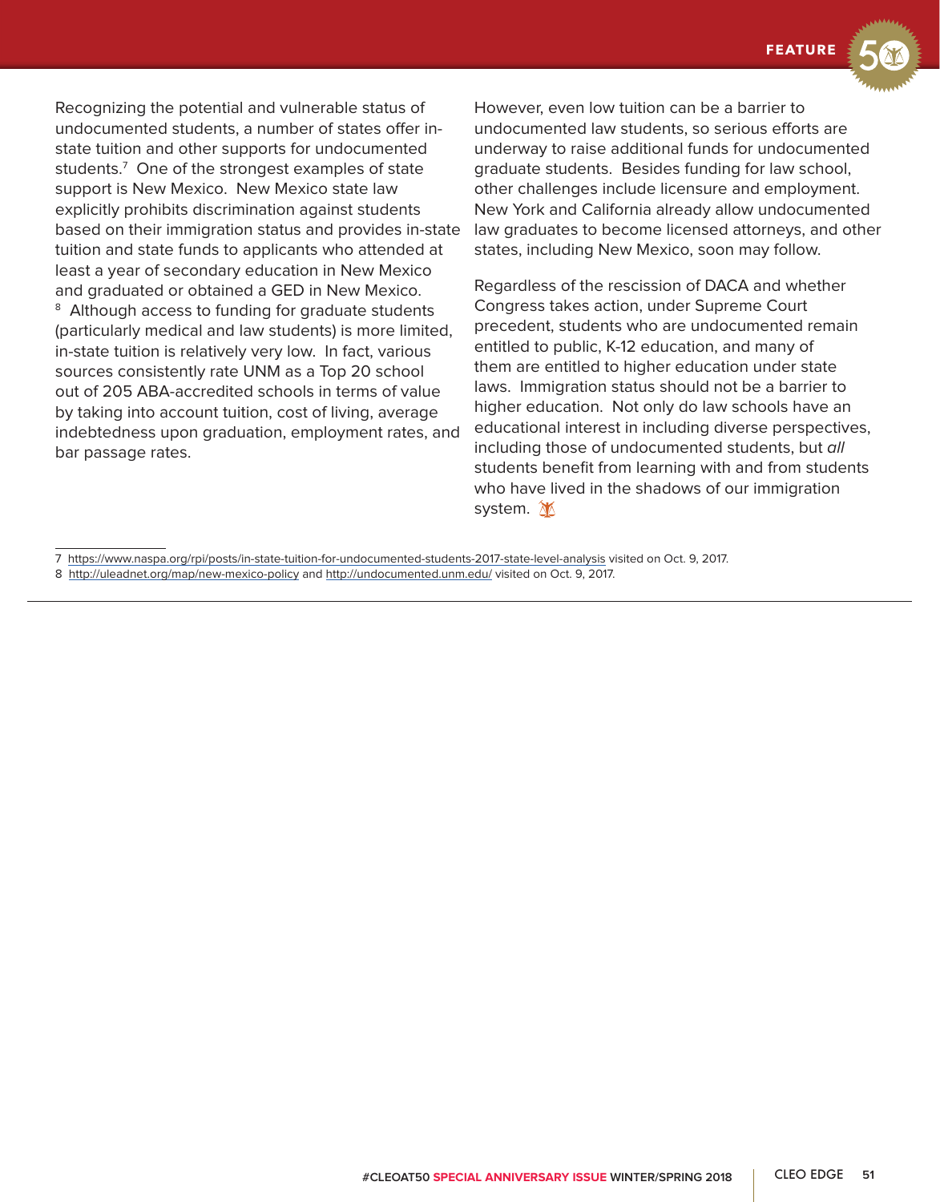Recognizing the potential and vulnerable status of undocumented students, a number of states offer in-state tuition and other supports for undocumented students.[7] One of the strongest examples of state support is New Mexico. New Mexico state law explicitly prohibits discrimination against students based on their immigration status and provides in-state tuition and state funds to applicants who attended at least a year of secondary education in New Mexico and graduated or obtained a GED in New Mexico.[8] Although access to funding for graduate students (particularly medical and law students) is more limited, in-state tuition is relatively very low. In fact, various sources consistently rate UNM as a Top 20 school out of 205 ABA-accredited schools in terms of value by taking into account tuition, cost of living, average indebtedness upon graduation, employment rates, and bar passage rates.

However, even low tuition can be a barrier to undocumented law students, so serious efforts are underway to raise additional funds for undocumented graduate students. Besides funding for law school, other challenges include licensure and employment. New York and California already allow undocumented law graduates to become licensed attorneys, and other states, including New Mexico, soon may follow.

Regardless of the rescission of DACA and whether Congress takes action, under Supreme Court precedent, students who are undocumented remain entitled to public, K-12 education, and many of them are entitled to higher education under state laws. Immigration status should not be a barrier to higher education. Not only do law schools have an educational interest in including diverse perspectives, including those of undocumented students, but *all* students benefit from learning with and from students who have lived in the shadows of our immigration system.

---

7 https://www.naspa.org/rpi/posts/in-state-tuition-for-undocumented-students-2017-state-level-analysis visited on Oct. 9, 2017.

8 http://uleadnet.org/map/new-mexico-policy and http://undocumented.unm.edu/ visited on Oct. 9, 2017.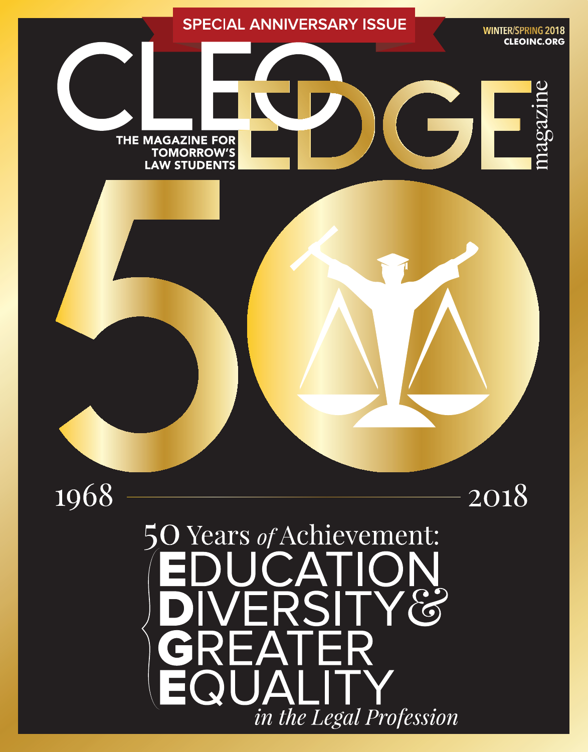SPECIAL ANNIVERSARY ISSUE

WINTER/SPRING 2018
CLEOINC.ORG

# CLEO EDGE magazine

THE MAGAZINE FOR TOMORROW'S LAW STUDENTS

50

1968 — 2018

## 50 Years *of* Achievement:

## EDUCATION DIVERSITY & GREATER EQUALITY *in the Legal Profession*